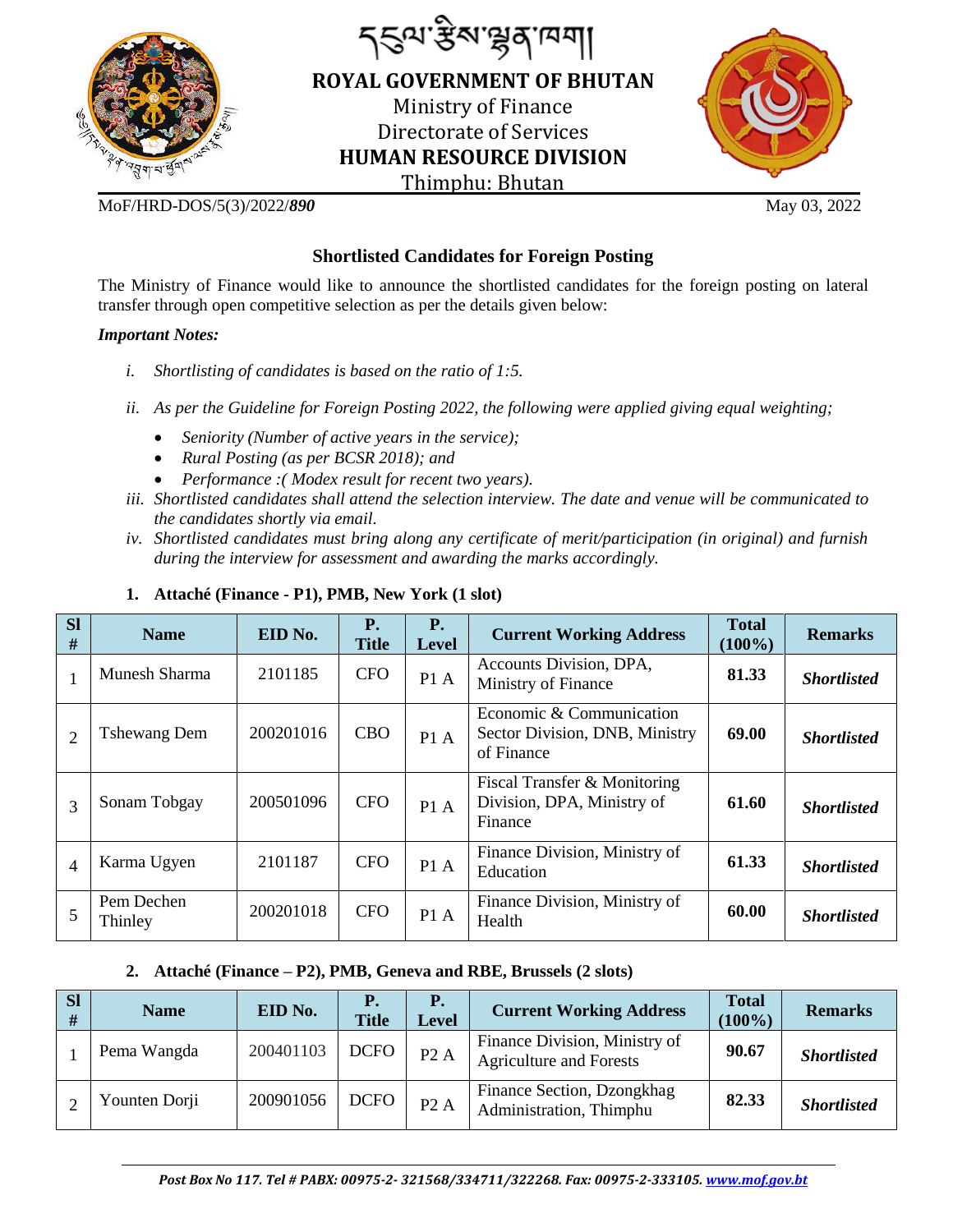# ROYAL GOVERNMENT OF BHUTAN

Ministry of Finance
Directorate of Services
**HUMAN RESOURCE DIVISION**
Thimphu: Bhutan

MoF/HRD-DOS/5(3)/2022/***890*** May 03, 2022

## Shortlisted Candidates for Foreign Posting

The Ministry of Finance would like to announce the shortlisted candidates for the foreign posting on lateral transfer through open competitive selection as per the details given below:

***Important Notes:***

i. *Shortlisting of candidates is based on the ratio of 1:5.*

ii. *As per the Guideline for Foreign Posting 2022, the following were applied giving equal weighting;*
   - *Seniority (Number of active years in the service);*
   - *Rural Posting (as per BCSR 2018); and*
   - *Performance :( Modex result for recent two years).*

iii. *Shortlisted candidates shall attend the selection interview. The date and venue will be communicated to the candidates shortly via email.*

iv. *Shortlisted candidates must bring along any certificate of merit/participation (in original) and furnish during the interview for assessment and awarding the marks accordingly.*

### 1. Attaché (Finance - P1), PMB, New York (1 slot)

| Sl # | Name | EID No. | P. Title | P. Level | Current Working Address | Total (100%) | Remarks |
|---|---|---|---|---|---|---|---|
| 1 | Munesh Sharma | 2101185 | CFO | P1 A | Accounts Division, DPA, Ministry of Finance | **81.33** | ***Shortlisted*** |
| 2 | Tshewang Dem | 200201016 | CBO | P1 A | Economic & Communication Sector Division, DNB, Ministry of Finance | **69.00** | ***Shortlisted*** |
| 3 | Sonam Tobgay | 200501096 | CFO | P1 A | Fiscal Transfer & Monitoring Division, DPA, Ministry of Finance | **61.60** | ***Shortlisted*** |
| 4 | Karma Ugyen | 2101187 | CFO | P1 A | Finance Division, Ministry of Education | **61.33** | ***Shortlisted*** |
| 5 | Pem Dechen Thinley | 200201018 | CFO | P1 A | Finance Division, Ministry of Health | **60.00** | ***Shortlisted*** |

### 2. Attaché (Finance – P2), PMB, Geneva and RBE, Brussels (2 slots)

| Sl # | Name | EID No. | P. Title | P. Level | Current Working Address | Total (100%) | Remarks |
|---|---|---|---|---|---|---|---|
| 1 | Pema Wangda | 200401103 | DCFO | P2 A | Finance Division, Ministry of Agriculture and Forests | **90.67** | ***Shortlisted*** |
| 2 | Younten Dorji | 200901056 | DCFO | P2 A | Finance Section, Dzongkhag Administration, Thimphu | **82.33** | ***Shortlisted*** |

*Post Box No 117. Tel # PABX: 00975-2- 321568/334711/322268. Fax: 00975-2-333105. www.mof.gov.bt*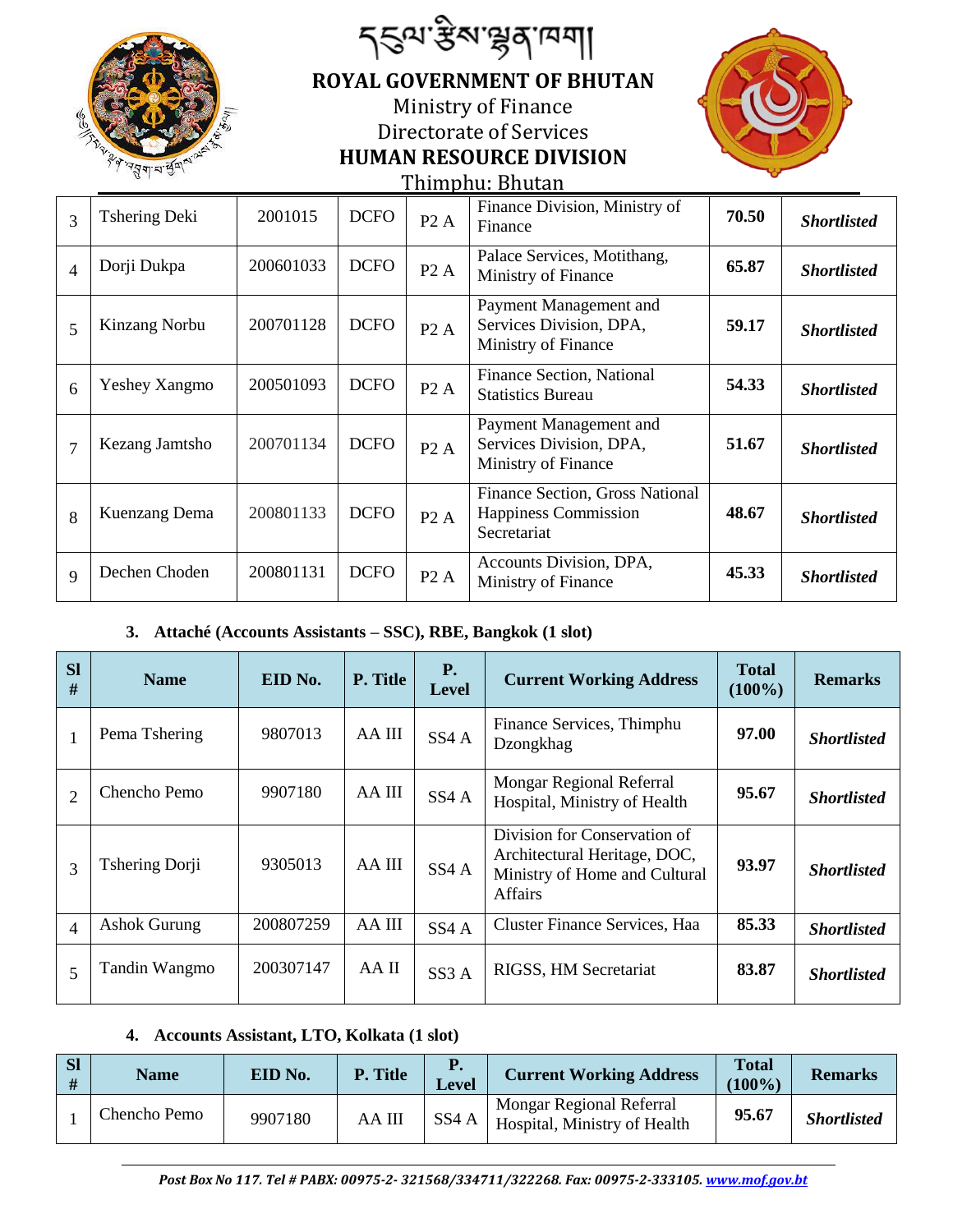| 3 | Tshering Deki | 2001015 | DCFO | P2 A | Finance Division, Ministry of Finance | **70.50** | ***Shortlisted*** |
|---|---|---|---|---|---|---|---|
| 4 | Dorji Dukpa | 200601033 | DCFO | P2 A | Palace Services, Motithang, Ministry of Finance | **65.87** | ***Shortlisted*** |
| 5 | Kinzang Norbu | 200701128 | DCFO | P2 A | Payment Management and Services Division, DPA, Ministry of Finance | **59.17** | ***Shortlisted*** |
| 6 | Yeshey Xangmo | 200501093 | DCFO | P2 A | Finance Section, National Statistics Bureau | **54.33** | ***Shortlisted*** |
| 7 | Kezang Jamtsho | 200701134 | DCFO | P2 A | Payment Management and Services Division, DPA, Ministry of Finance | **51.67** | ***Shortlisted*** |
| 8 | Kuenzang Dema | 200801133 | DCFO | P2 A | Finance Section, Gross National Happiness Commission Secretariat | **48.67** | ***Shortlisted*** |
| 9 | Dechen Choden | 200801131 | DCFO | P2 A | Accounts Division, DPA, Ministry of Finance | **45.33** | ***Shortlisted*** |

3. **Attaché (Accounts Assistants – SSC), RBE, Bangkok (1 slot)**

| Sl # | Name | EID No. | P. Title | P. Level | Current Working Address | Total (100%) | Remarks |
|---|---|---|---|---|---|---|---|
| 1 | Pema Tshering | 9807013 | AA III | SS4 A | Finance Services, Thimphu Dzongkhag | **97.00** | ***Shortlisted*** |
| 2 | Chencho Pemo | 9907180 | AA III | SS4 A | Mongar Regional Referral Hospital, Ministry of Health | **95.67** | ***Shortlisted*** |
| 3 | Tshering Dorji | 9305013 | AA III | SS4 A | Division for Conservation of Architectural Heritage, DOC, Ministry of Home and Cultural Affairs | **93.97** | ***Shortlisted*** |
| 4 | Ashok Gurung | 200807259 | AA III | SS4 A | Cluster Finance Services, Haa | **85.33** | ***Shortlisted*** |
| 5 | Tandin Wangmo | 200307147 | AA II | SS3 A | RIGSS, HM Secretariat | **83.87** | ***Shortlisted*** |

4. **Accounts Assistant, LTO, Kolkata (1 slot)**

| Sl # | Name | EID No. | P. Title | P. Level | Current Working Address | Total (100%) | Remarks |
|---|---|---|---|---|---|---|---|
| 1 | Chencho Pemo | 9907180 | AA III | SS4 A | Mongar Regional Referral Hospital, Ministry of Health | **95.67** | ***Shortlisted*** |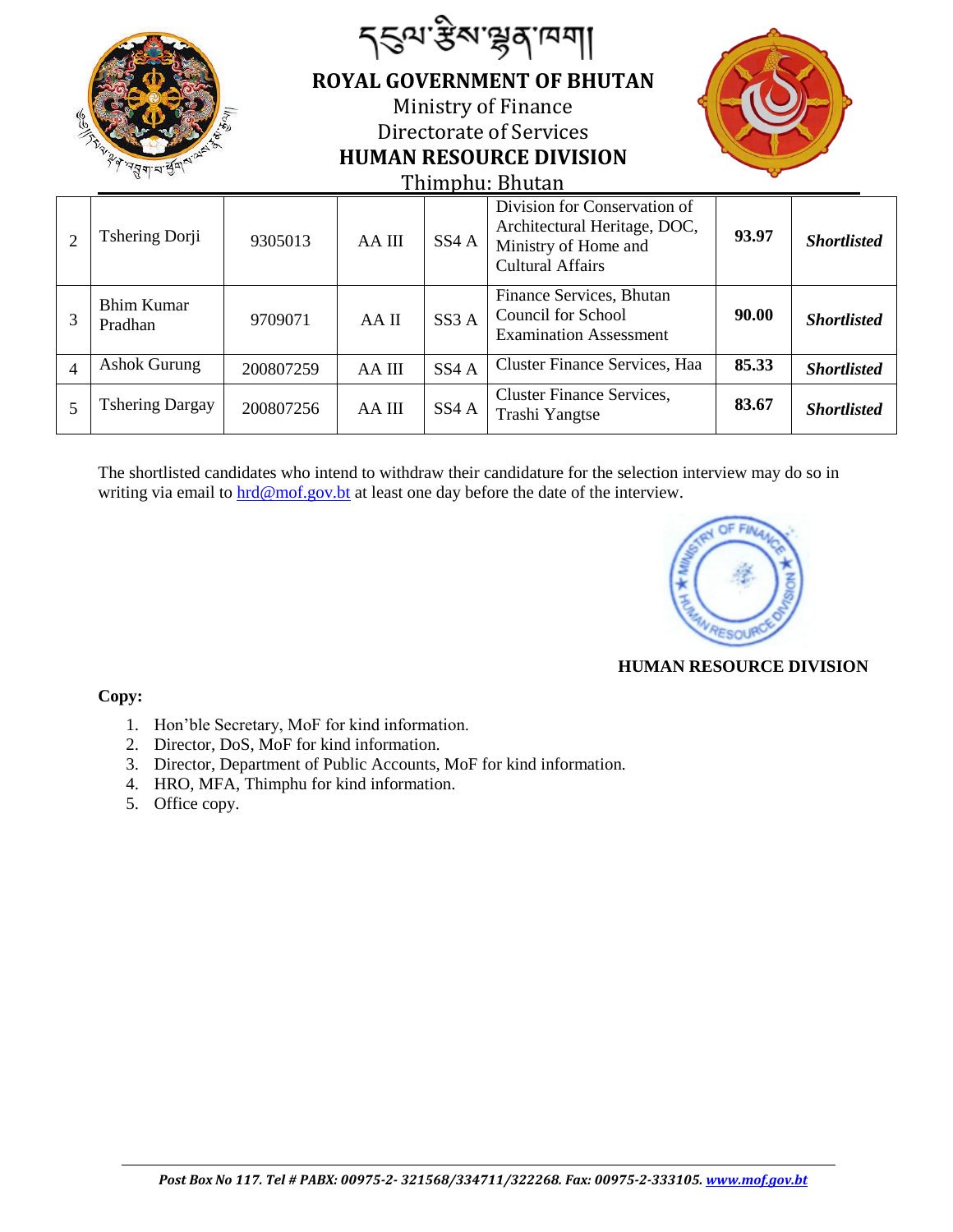དཔལ་ལྡན་འབྲུག་གཞུང་།

**ROYAL GOVERNMENT OF BHUTAN**
Ministry of Finance
Directorate of Services
**HUMAN RESOURCE DIVISION**
Thimphu: Bhutan

| | | | | | | | |
|---|---|---|---|---|---|---|---|
| 2 | Tshering Dorji | 9305013 | AA III | SS4 A | Division for Conservation of Architectural Heritage, DOC, Ministry of Home and Cultural Affairs | **93.97** | ***Shortlisted*** |
| 3 | Bhim Kumar Pradhan | 9709071 | AA II | SS3 A | Finance Services, Bhutan Council for School Examination Assessment | **90.00** | ***Shortlisted*** |
| 4 | Ashok Gurung | 200807259 | AA III | SS4 A | Cluster Finance Services, Haa | **85.33** | ***Shortlisted*** |
| 5 | Tshering Dargay | 200807256 | AA III | SS4 A | Cluster Finance Services, Trashi Yangtse | **83.67** | ***Shortlisted*** |

The shortlisted candidates who intend to withdraw their candidature for the selection interview may do so in writing via email to hrd@mof.gov.bt at least one day before the date of the interview.

**HUMAN RESOURCE DIVISION**

**Copy:**

1. Hon'ble Secretary, MoF for kind information.
2. Director, DoS, MoF for kind information.
3. Director, Department of Public Accounts, MoF for kind information.
4. HRO, MFA, Thimphu for kind information.
5. Office copy.

*Post Box No 117. Tel # PABX: 00975-2- 321568/334711/322268. Fax: 00975-2-333105. www.mof.gov.bt*